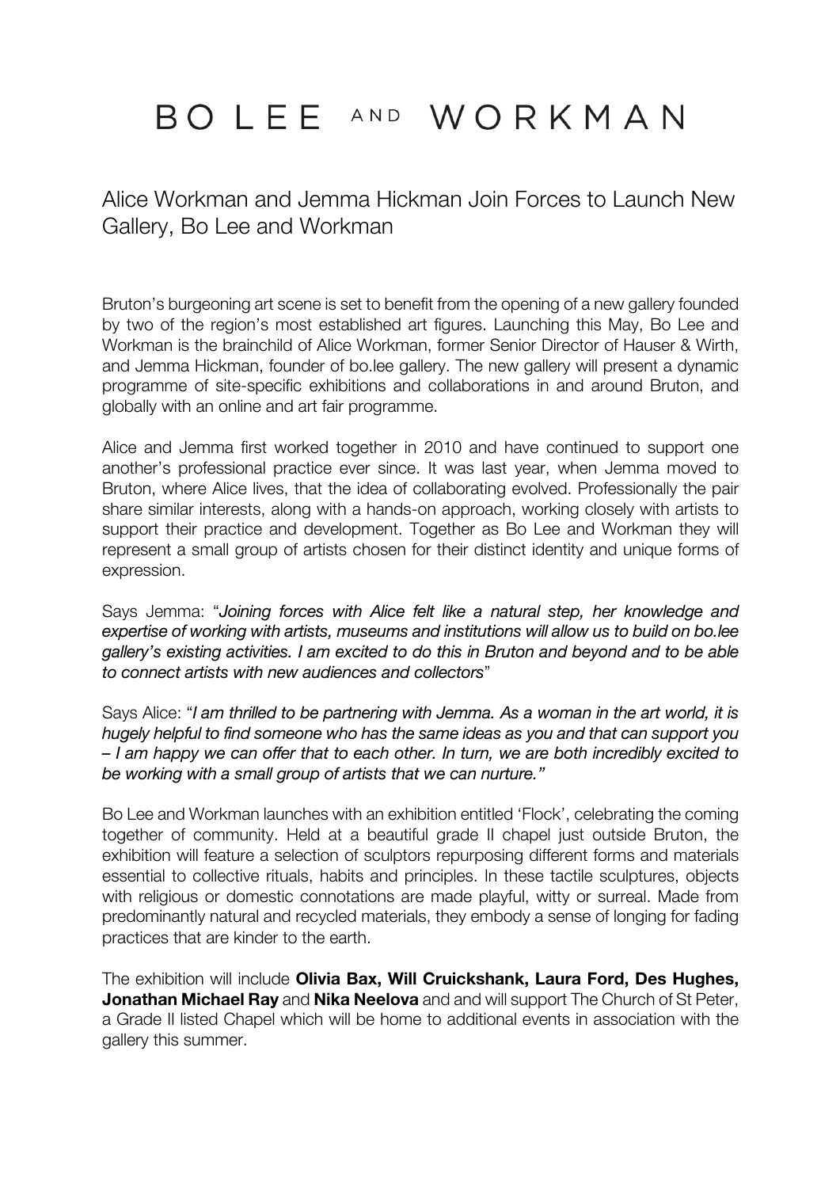# BO LEE AND WORKMAN

## Alice Workman and Jemma Hickman Join Forces to Launch New Gallery, Bo Lee and Workman

Bruton's burgeoning art scene is set to benefit from the opening of a new gallery founded by two of the region's most established art figures. Launching this May, Bo Lee and Workman is the brainchild of Alice Workman, former Senior Director of Hauser & Wirth, and Jemma Hickman, founder of bo.lee gallery. The new gallery will present a dynamic programme of site-specific exhibitions and collaborations in and around Bruton, and globally with an online and art fair programme.

Alice and Jemma first worked together in 2010 and have continued to support one another's professional practice ever since. It was last year, when Jemma moved to Bruton, where Alice lives, that the idea of collaborating evolved. Professionally the pair share similar interests, along with a hands-on approach, working closely with artists to support their practice and development. Together as Bo Lee and Workman they will represent a small group of artists chosen for their distinct identity and unique forms of expression.

Says Jemma: "*Joining forces with Alice felt like a natural step, her knowledge and expertise of working with artists, museums and institutions will allow us to build on bo.lee gallery's existing activities. I am excited to do this in Bruton and beyond and to be able to connect artists with new audiences and collectors*"

Says Alice: "*I am thrilled to be partnering with Jemma. As a woman in the art world, it is hugely helpful to find someone who has the same ideas as you and that can support you – I am happy we can offer that to each other. In turn, we are both incredibly excited to be working with a small group of artists that we can nurture."*

Bo Lee and Workman launches with an exhibition entitled 'Flock', celebrating the coming together of community. Held at a beautiful grade II chapel just outside Bruton, the exhibition will feature a selection of sculptors repurposing different forms and materials essential to collective rituals, habits and principles. In these tactile sculptures, objects with religious or domestic connotations are made playful, witty or surreal. Made from predominantly natural and recycled materials, they embody a sense of longing for fading practices that are kinder to the earth.

The exhibition will include **Olivia Bax, Will Cruickshank, Laura Ford, Des Hughes, Jonathan Michael Ray** and **Nika Neelova** and and will support The Church of St Peter, a Grade II listed Chapel which will be home to additional events in association with the gallery this summer.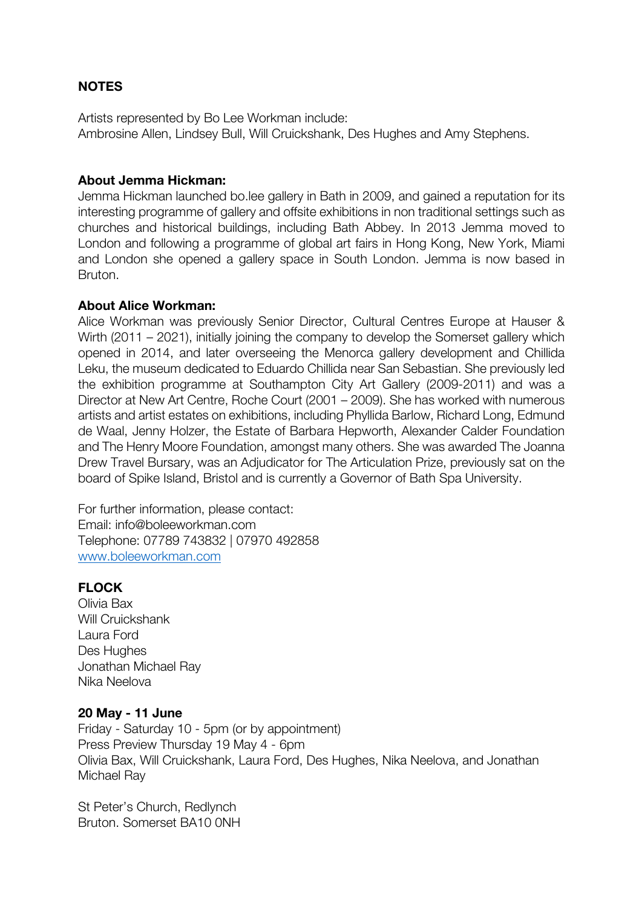**NOTES**

Artists represented by Bo Lee Workman include:
Ambrosine Allen, Lindsey Bull, Will Cruickshank, Des Hughes and Amy Stephens.

**About Jemma Hickman:**
Jemma Hickman launched bo.lee gallery in Bath in 2009, and gained a reputation for its interesting programme of gallery and offsite exhibitions in non traditional settings such as churches and historical buildings, including Bath Abbey. In 2013 Jemma moved to London and following a programme of global art fairs in Hong Kong, New York, Miami and London she opened a gallery space in South London. Jemma is now based in Bruton.

**About Alice Workman:**
Alice Workman was previously Senior Director, Cultural Centres Europe at Hauser & Wirth (2011 – 2021), initially joining the company to develop the Somerset gallery which opened in 2014, and later overseeing the Menorca gallery development and Chillida Leku, the museum dedicated to Eduardo Chillida near San Sebastian. She previously led the exhibition programme at Southampton City Art Gallery (2009-2011) and was a Director at New Art Centre, Roche Court (2001 – 2009). She has worked with numerous artists and artist estates on exhibitions, including Phyllida Barlow, Richard Long, Edmund de Waal, Jenny Holzer, the Estate of Barbara Hepworth, Alexander Calder Foundation and The Henry Moore Foundation, amongst many others. She was awarded The Joanna Drew Travel Bursary, was an Adjudicator for The Articulation Prize, previously sat on the board of Spike Island, Bristol and is currently a Governor of Bath Spa University.

For further information, please contact:
Email: info@boleeworkman.com
Telephone: 07789 743832 | 07970 492858
[www.boleeworkman.com](http://www.boleeworkman.com)

**FLOCK**
Olivia Bax
Will Cruickshank
Laura Ford
Des Hughes
Jonathan Michael Ray
Nika Neelova

**20 May - 11 June**
Friday - Saturday 10 - 5pm (or by appointment)
Press Preview Thursday 19 May 4 - 6pm
Olivia Bax, Will Cruickshank, Laura Ford, Des Hughes, Nika Neelova, and Jonathan Michael Ray

St Peter's Church, Redlynch
Bruton. Somerset BA10 0NH